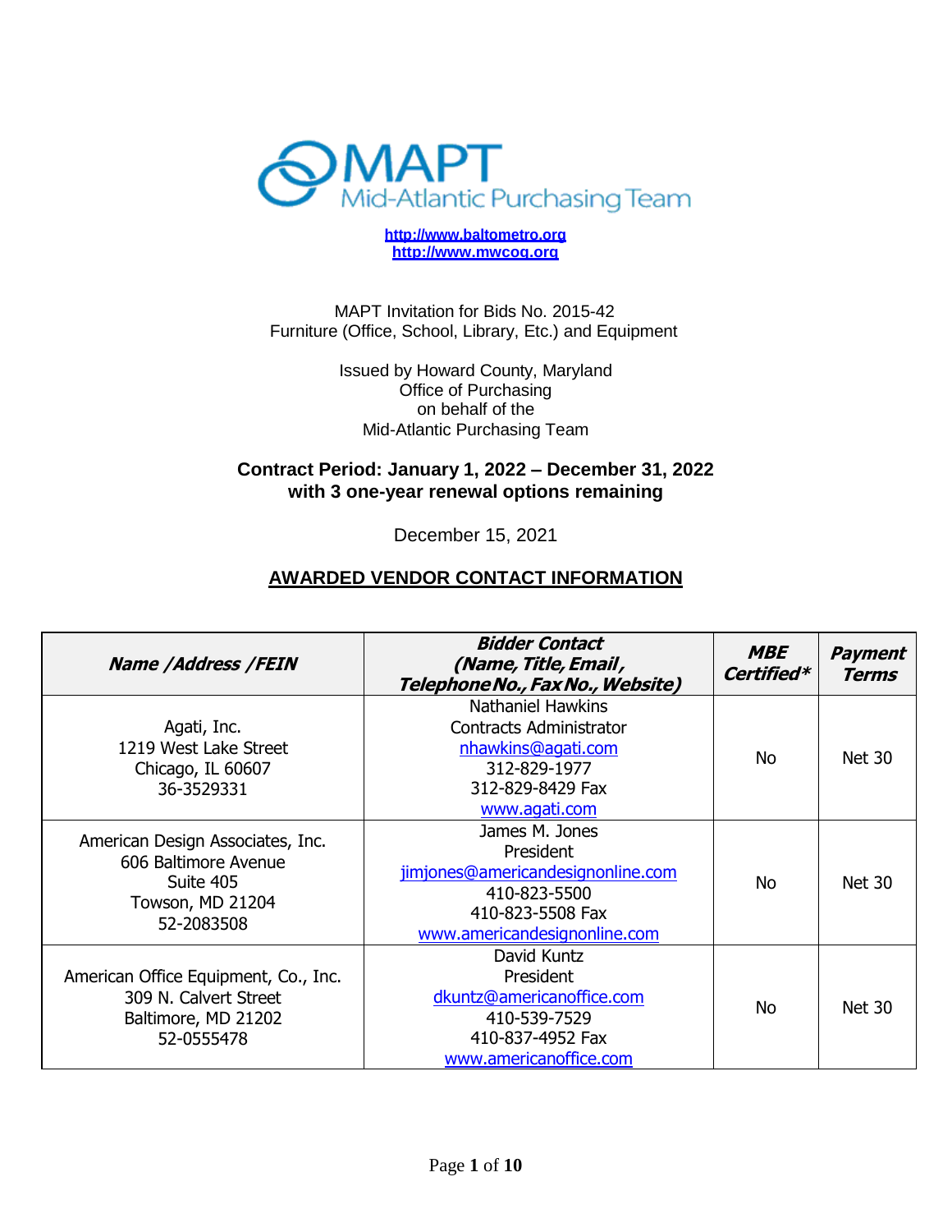MAPT

Mid-Atlantic Purchasing Team

http://www.baltometro.org
http://www.mwcog.org

MAPT Invitation for Bids No. 2015-42
Furniture (Office, School, Library, Etc.) and Equipment

Issued by Howard County, Maryland
Office of Purchasing
on behalf of the
Mid-Atlantic Purchasing Team

**Contract Period: January 1, 2022 – December 31, 2022**
**with 3 one-year renewal options remaining**

December 15, 2021

## AWARDED VENDOR CONTACT INFORMATION

| ***Name /Address /FEIN*** | ***Bidder Contact (Name, Title, Email, Telephone No., Fax No., Website)*** | ***MBE Certified**** | ***Payment Terms*** |
|---|---|---|---|
| Agati, Inc.<br>1219 West Lake Street<br>Chicago, IL 60607<br>36-3529331 | Nathaniel Hawkins<br>Contracts Administrator<br>nhawkins@agati.com<br>312-829-1977<br>312-829-8429 Fax<br>www.agati.com | No | Net 30 |
| American Design Associates, Inc.<br>606 Baltimore Avenue<br>Suite 405<br>Towson, MD 21204<br>52-2083508 | James M. Jones<br>President<br>jimjones@americandesignonline.com<br>410-823-5500<br>410-823-5508 Fax<br>www.americandesignonline.com | No | Net 30 |
| American Office Equipment, Co., Inc.<br>309 N. Calvert Street<br>Baltimore, MD 21202<br>52-0555478 | David Kuntz<br>President<br>dkuntz@americanoffice.com<br>410-539-7529<br>410-837-4952 Fax<br>www.americanoffice.com | No | Net 30 |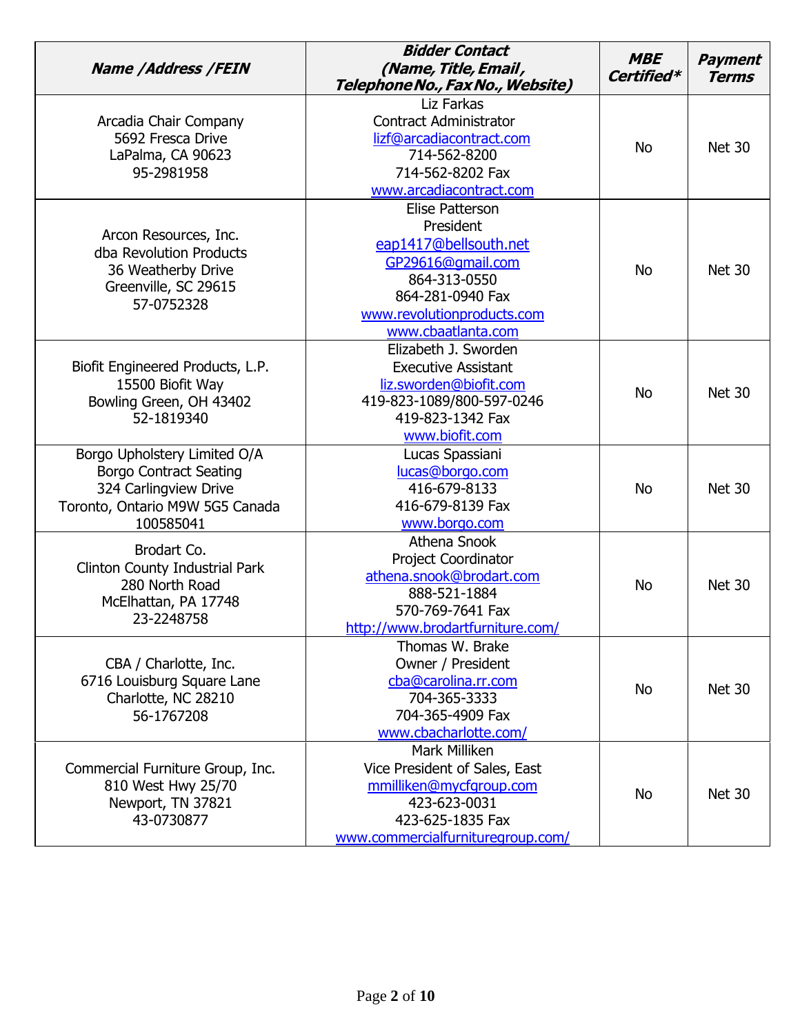| *Name /Address /FEIN* | *Bidder Contact (Name, Title, Email, Telephone No., Fax No., Website)* | *MBE Certified** | *Payment Terms* |
|---|---|---|---|
| Arcadia Chair Company<br>5692 Fresca Drive<br>LaPalma, CA 90623<br>95-2981958 | Liz Farkas<br>Contract Administrator<br>lizf@arcadiacontract.com<br>714-562-8200<br>714-562-8202 Fax<br>www.arcadiacontract.com | No | Net 30 |
| Arcon Resources, Inc.<br>dba Revolution Products<br>36 Weatherby Drive<br>Greenville, SC 29615<br>57-0752328 | Elise Patterson<br>President<br>eap1417@bellsouth.net<br>GP29616@gmail.com<br>864-313-0550<br>864-281-0940 Fax<br>www.revolutionproducts.com<br>www.cbaatlanta.com | No | Net 30 |
| Biofit Engineered Products, L.P.<br>15500 Biofit Way<br>Bowling Green, OH 43402<br>52-1819340 | Elizabeth J. Sworden<br>Executive Assistant<br>liz.sworden@biofit.com<br>419-823-1089/800-597-0246<br>419-823-1342 Fax<br>www.biofit.com | No | Net 30 |
| Borgo Upholstery Limited O/A<br>Borgo Contract Seating<br>324 Carlingview Drive<br>Toronto, Ontario M9W 5G5 Canada<br>100585041 | Lucas Spassiani<br>lucas@borgo.com<br>416-679-8133<br>416-679-8139 Fax<br>www.borgo.com | No | Net 30 |
| Brodart Co.<br>Clinton County Industrial Park<br>280 North Road<br>McElhattan, PA 17748<br>23-2248758 | Athena Snook<br>Project Coordinator<br>athena.snook@brodart.com<br>888-521-1884<br>570-769-7641 Fax<br>http://www.brodartfurniture.com/ | No | Net 30 |
| CBA / Charlotte, Inc.<br>6716 Louisburg Square Lane<br>Charlotte, NC 28210<br>56-1767208 | Thomas W. Brake<br>Owner / President<br>cba@carolina.rr.com<br>704-365-3333<br>704-365-4909 Fax<br>www.cbacharlotte.com/ | No | Net 30 |
| Commercial Furniture Group, Inc.<br>810 West Hwy 25/70<br>Newport, TN 37821<br>43-0730877 | Mark Milliken<br>Vice President of Sales, East<br>mmilliken@mycfgroup.com<br>423-623-0031<br>423-625-1835 Fax<br>www.commercialfurnituregroup.com/ | No | Net 30 |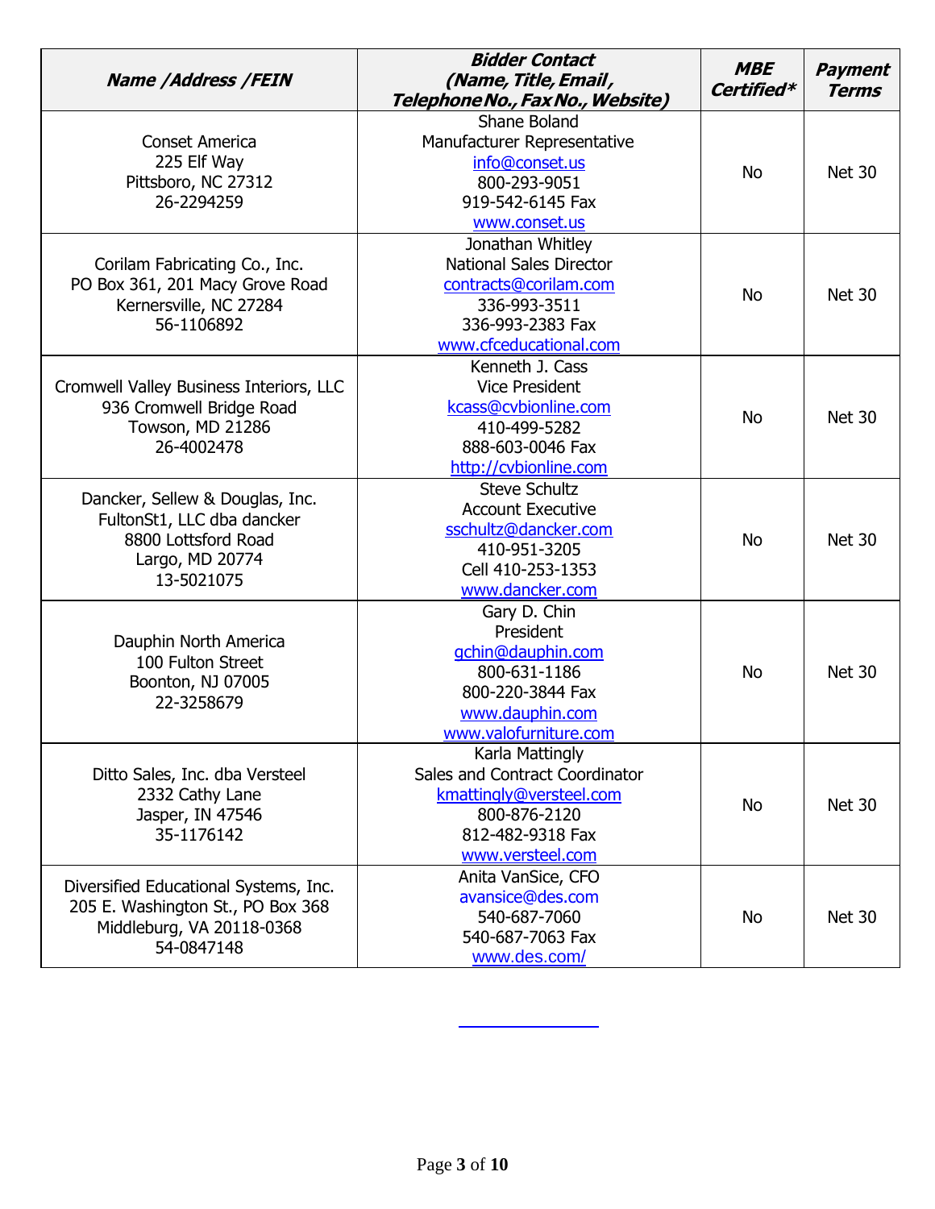| *Name /Address /FEIN* | *Bidder Contact (Name, Title, Email, Telephone No., Fax No., Website)* | *MBE Certified** | *Payment Terms* |
|---|---|---|---|
| Conset America<br>225 Elf Way<br>Pittsboro, NC 27312<br>26-2294259 | Shane Boland<br>Manufacturer Representative<br>info@conset.us<br>800-293-9051<br>919-542-6145 Fax<br>www.conset.us | No | Net 30 |
| Corilam Fabricating Co., Inc.<br>PO Box 361, 201 Macy Grove Road<br>Kernersville, NC 27284<br>56-1106892 | Jonathan Whitley<br>National Sales Director<br>contracts@corilam.com<br>336-993-3511<br>336-993-2383 Fax<br>www.cfceducational.com | No | Net 30 |
| Cromwell Valley Business Interiors, LLC<br>936 Cromwell Bridge Road<br>Towson, MD 21286<br>26-4002478 | Kenneth J. Cass<br>Vice President<br>kcass@cvbionline.com<br>410-499-5282<br>888-603-0046 Fax<br>http://cvbionline.com | No | Net 30 |
| Dancker, Sellew & Douglas, Inc.<br>FultonSt1, LLC dba dancker<br>8800 Lottsford Road<br>Largo, MD 20774<br>13-5021075 | Steve Schultz<br>Account Executive<br>sschultz@dancker.com<br>410-951-3205<br>Cell 410-253-1353<br>www.dancker.com | No | Net 30 |
| Dauphin North America<br>100 Fulton Street<br>Boonton, NJ 07005<br>22-3258679 | Gary D. Chin<br>President<br>gchin@dauphin.com<br>800-631-1186<br>800-220-3844 Fax<br>www.dauphin.com<br>www.valofurniture.com | No | Net 30 |
| Ditto Sales, Inc. dba Versteel<br>2332 Cathy Lane<br>Jasper, IN 47546<br>35-1176142 | Karla Mattingly<br>Sales and Contract Coordinator<br>kmattingly@versteel.com<br>800-876-2120<br>812-482-9318 Fax<br>www.versteel.com | No | Net 30 |
| Diversified Educational Systems, Inc.<br>205 E. Washington St., PO Box 368<br>Middleburg, VA 20118-0368<br>54-0847148 | Anita VanSice, CFO<br>avansice@des.com<br>540-687-7060<br>540-687-7063 Fax<br>www.des.com/ | No | Net 30 |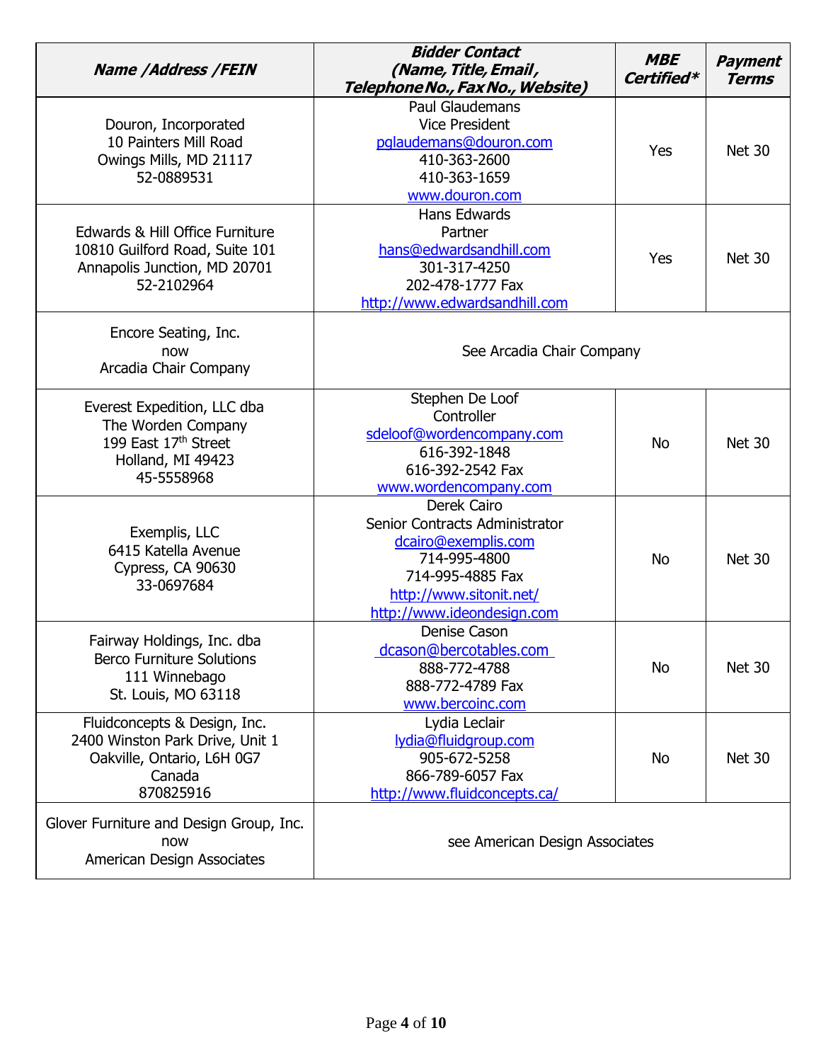| Name /Address /FEIN | Bidder Contact (Name, Title, Email, Telephone No., Fax No., Website) | MBE Certified* | Payment Terms |
|---|---|---|---|
| Douron, Incorporated<br>10 Painters Mill Road<br>Owings Mills, MD 21117<br>52-0889531 | Paul Glaudemans<br>Vice President<br>pglaudemans@douron.com<br>410-363-2600<br>410-363-1659<br>www.douron.com | Yes | Net 30 |
| Edwards & Hill Office Furniture<br>10810 Guilford Road, Suite 101<br>Annapolis Junction, MD 20701<br>52-2102964 | Hans Edwards<br>Partner<br>hans@edwardsandhill.com<br>301-317-4250<br>202-478-1777 Fax<br>http://www.edwardsandhill.com | Yes | Net 30 |
| Encore Seating, Inc.<br>now<br>Arcadia Chair Company | See Arcadia Chair Company | | |
| Everest Expedition, LLC dba<br>The Worden Company<br>199 East 17th Street<br>Holland, MI 49423<br>45-5558968 | Stephen De Loof<br>Controller<br>sdeloof@wordencompany.com<br>616-392-1848<br>616-392-2542 Fax<br>www.wordencompany.com | No | Net 30 |
| Exemplis, LLC<br>6415 Katella Avenue<br>Cypress, CA 90630<br>33-0697684 | Derek Cairo<br>Senior Contracts Administrator<br>dcairo@exemplis.com<br>714-995-4800<br>714-995-4885 Fax<br>http://www.sitonit.net/<br>http://www.ideondesign.com | No | Net 30 |
| Fairway Holdings, Inc. dba<br>Berco Furniture Solutions<br>111 Winnebago<br>St. Louis, MO 63118 | Denise Cason<br>dcason@bercotables.com<br>888-772-4788<br>888-772-4789 Fax<br>www.bercoinc.com | No | Net 30 |
| Fluidconcepts & Design, Inc.<br>2400 Winston Park Drive, Unit 1<br>Oakville, Ontario, L6H 0G7<br>Canada<br>870825916 | Lydia Leclair<br>lydia@fluidgroup.com<br>905-672-5258<br>866-789-6057 Fax<br>http://www.fluidconcepts.ca/ | No | Net 30 |
| Glover Furniture and Design Group, Inc.<br>now<br>American Design Associates | see American Design Associates | | |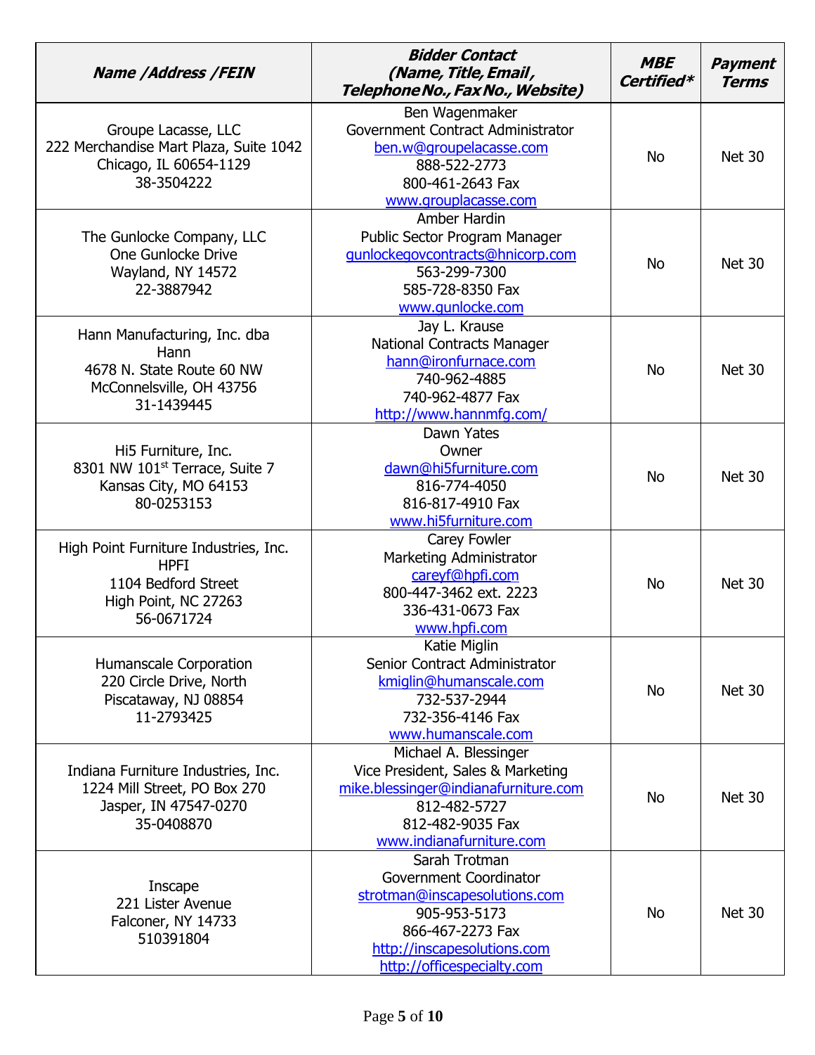| Name /Address /FEIN | Bidder Contact (Name, Title, Email, Telephone No., Fax No., Website) | MBE Certified* | Payment Terms |
|---|---|---|---|
| Groupe Lacasse, LLC<br>222 Merchandise Mart Plaza, Suite 1042<br>Chicago, IL 60654-1129<br>38-3504222 | Ben Wagenmaker<br>Government Contract Administrator<br>ben.w@groupelacasse.com<br>888-522-2773<br>800-461-2643 Fax<br>www.grouplacasse.com | No | Net 30 |
| The Gunlocke Company, LLC<br>One Gunlocke Drive<br>Wayland, NY 14572<br>22-3887942 | Amber Hardin<br>Public Sector Program Manager<br>gunlockegovcontracts@hnicorp.com<br>563-299-7300<br>585-728-8350 Fax<br>www.gunlocke.com | No | Net 30 |
| Hann Manufacturing, Inc. dba Hann<br>4678 N. State Route 60 NW<br>McConnelsville, OH 43756<br>31-1439445 | Jay L. Krause<br>National Contracts Manager<br>hann@ironfurnace.com<br>740-962-4885<br>740-962-4877 Fax<br>http://www.hannmfg.com/ | No | Net 30 |
| Hi5 Furniture, Inc.<br>8301 NW 101st Terrace, Suite 7<br>Kansas City, MO 64153<br>80-0253153 | Dawn Yates<br>Owner<br>dawn@hi5furniture.com<br>816-774-4050<br>816-817-4910 Fax<br>www.hi5furniture.com | No | Net 30 |
| High Point Furniture Industries, Inc.<br>HPFI<br>1104 Bedford Street<br>High Point, NC 27263<br>56-0671724 | Carey Fowler<br>Marketing Administrator<br>careyf@hpfi.com<br>800-447-3462 ext. 2223<br>336-431-0673 Fax<br>www.hpfi.com | No | Net 30 |
| Humanscale Corporation<br>220 Circle Drive, North<br>Piscataway, NJ 08854<br>11-2793425 | Katie Miglin<br>Senior Contract Administrator<br>kmiglin@humanscale.com<br>732-537-2944<br>732-356-4146 Fax<br>www.humanscale.com | No | Net 30 |
| Indiana Furniture Industries, Inc.<br>1224 Mill Street, PO Box 270<br>Jasper, IN 47547-0270<br>35-0408870 | Michael A. Blessinger<br>Vice President, Sales & Marketing<br>mike.blessinger@indianafurniture.com<br>812-482-5727<br>812-482-9035 Fax<br>www.indianafurniture.com | No | Net 30 |
| Inscape<br>221 Lister Avenue<br>Falconer, NY 14733<br>510391804 | Sarah Trotman<br>Government Coordinator<br>strotman@inscapesolutions.com<br>905-953-5173<br>866-467-2273 Fax<br>http://inscapesolutions.com<br>http://officespecialty.com | No | Net 30 |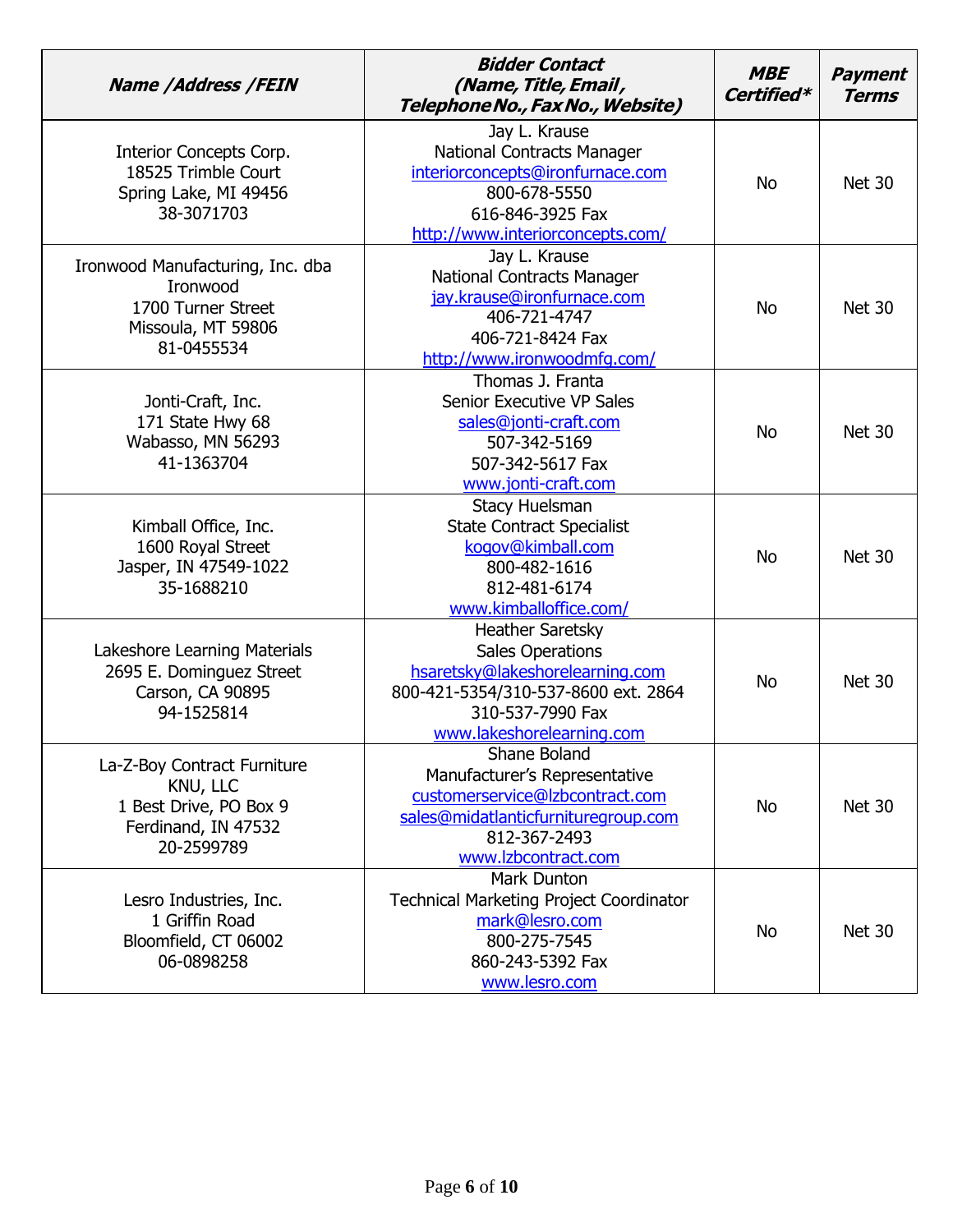| ***Name /Address /FEIN*** | ***Bidder Contact (Name, Title, Email, Telephone No., Fax No., Website)*** | ***MBE Certified**** | ***Payment Terms*** |
|---|---|---|---|
| Interior Concepts Corp.<br>18525 Trimble Court<br>Spring Lake, MI 49456<br>38-3071703 | Jay L. Krause<br>National Contracts Manager<br>interiorconcepts@ironfurnace.com<br>800-678-5550<br>616-846-3925 Fax<br>http://www.interiorconcepts.com/ | No | Net 30 |
| Ironwood Manufacturing, Inc. dba Ironwood<br>1700 Turner Street<br>Missoula, MT 59806<br>81-0455534 | Jay L. Krause<br>National Contracts Manager<br>jay.krause@ironfurnace.com<br>406-721-4747<br>406-721-8424 Fax<br>http://www.ironwoodmfg.com/ | No | Net 30 |
| Jonti-Craft, Inc.<br>171 State Hwy 68<br>Wabasso, MN 56293<br>41-1363704 | Thomas J. Franta<br>Senior Executive VP Sales<br>sales@jonti-craft.com<br>507-342-5169<br>507-342-5617 Fax<br>www.jonti-craft.com | No | Net 30 |
| Kimball Office, Inc.<br>1600 Royal Street<br>Jasper, IN 47549-1022<br>35-1688210 | Stacy Huelsman<br>State Contract Specialist<br>kogov@kimball.com<br>800-482-1616<br>812-481-6174<br>www.kimballoffice.com/ | No | Net 30 |
| Lakeshore Learning Materials<br>2695 E. Dominguez Street<br>Carson, CA 90895<br>94-1525814 | Heather Saretsky<br>Sales Operations<br>hsaretsky@lakeshorelearning.com<br>800-421-5354/310-537-8600 ext. 2864<br>310-537-7990 Fax<br>www.lakeshorelearning.com | No | Net 30 |
| La-Z-Boy Contract Furniture<br>KNU, LLC<br>1 Best Drive, PO Box 9<br>Ferdinand, IN 47532<br>20-2599789 | Shane Boland<br>Manufacturer's Representative<br>customerservice@lzbcontract.com<br>sales@midatlanticfurnituregroup.com<br>812-367-2493<br>www.lzbcontract.com | No | Net 30 |
| Lesro Industries, Inc.<br>1 Griffin Road<br>Bloomfield, CT 06002<br>06-0898258 | Mark Dunton<br>Technical Marketing Project Coordinator<br>mark@lesro.com<br>800-275-7545<br>860-243-5392 Fax<br>www.lesro.com | No | Net 30 |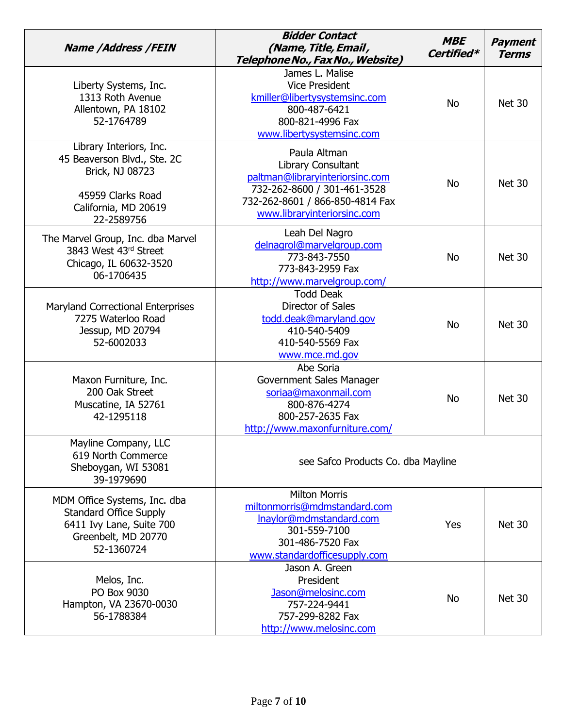| Name /Address /FEIN | Bidder Contact (Name, Title, Email, Telephone No., Fax No., Website) | MBE Certified* | Payment Terms |
|---|---|---|---|
| Liberty Systems, Inc.<br>1313 Roth Avenue<br>Allentown, PA 18102<br>52-1764789 | James L. Malise<br>Vice President<br>kmiller@libertysystemsinc.com<br>800-487-6421<br>800-821-4996 Fax<br>www.libertysystemsinc.com | No | Net 30 |
| Library Interiors, Inc.<br>45 Beaverson Blvd., Ste. 2C<br>Brick, NJ 08723<br><br>45959 Clarks Road<br>California, MD 20619<br>22-2589756 | Paula Altman<br>Library Consultant<br>paltman@libraryinteriorsinc.com<br>732-262-8600 / 301-461-3528<br>732-262-8601 / 866-850-4814 Fax<br>www.libraryinteriorsinc.com | No | Net 30 |
| The Marvel Group, Inc. dba Marvel<br>3843 West 43rd Street<br>Chicago, IL 60632-3520<br>06-1706435 | Leah Del Nagro<br>delnagrol@marvelgroup.com<br>773-843-7550<br>773-843-2959 Fax<br>http://www.marvelgroup.com/ | No | Net 30 |
| Maryland Correctional Enterprises<br>7275 Waterloo Road<br>Jessup, MD 20794<br>52-6002033 | Todd Deak<br>Director of Sales<br>todd.deak@maryland.gov<br>410-540-5409<br>410-540-5569 Fax<br>www.mce.md.gov | No | Net 30 |
| Maxon Furniture, Inc.<br>200 Oak Street<br>Muscatine, IA 52761<br>42-1295118 | Abe Soria<br>Government Sales Manager<br>soriaa@maxonmail.com<br>800-876-4274<br>800-257-2635 Fax<br>http://www.maxonfurniture.com/ | No | Net 30 |
| Mayline Company, LLC<br>619 North Commerce<br>Sheboygan, WI 53081<br>39-1979690 | see Safco Products Co. dba Mayline | | |
| MDM Office Systems, Inc. dba Standard Office Supply<br>6411 Ivy Lane, Suite 700<br>Greenbelt, MD 20770<br>52-1360724 | Milton Morris<br>miltonmorris@mdmstandard.com<br>lnaylor@mdmstandard.com<br>301-559-7100<br>301-486-7520 Fax<br>www.standardofficesupply.com | Yes | Net 30 |
| Melos, Inc.<br>PO Box 9030<br>Hampton, VA 23670-0030<br>56-1788384 | Jason A. Green<br>President<br>Jason@melosinc.com<br>757-224-9441<br>757-299-8282 Fax<br>http://www.melosinc.com | No | Net 30 |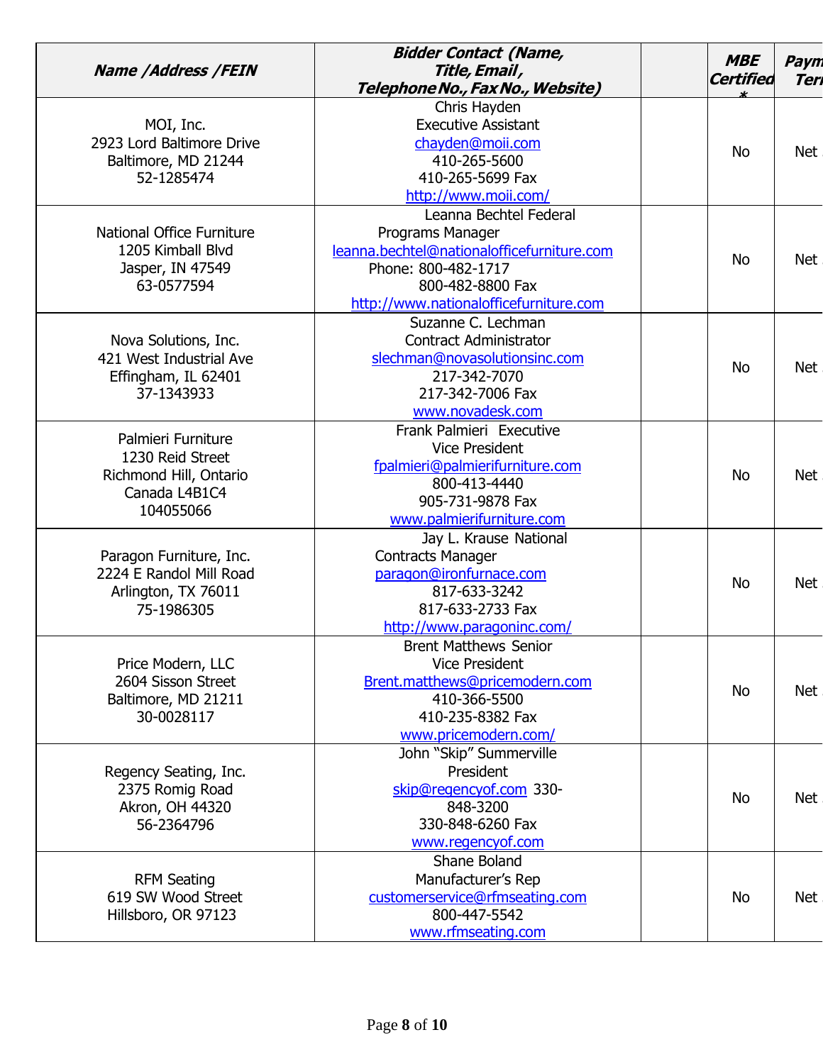| Name /Address /FEIN | Bidder Contact (Name, Title, Email, Telephone No., Fax No., Website) | | MBE Certified* | Payment Terms |
|---|---|---|---|---|
| MOI, Inc.<br>2923 Lord Baltimore Drive<br>Baltimore, MD 21244<br>52-1285474 | Chris Hayden<br>Executive Assistant<br>chayden@moii.com<br>410-265-5600<br>410-265-5699 Fax<br>http://www.moii.com/ | | No | Net |
| National Office Furniture<br>1205 Kimball Blvd<br>Jasper, IN 47549<br>63-0577594 | Leanna Bechtel Federal Programs Manager<br>leanna.bechtel@nationalofficefurniture.com<br>Phone: 800-482-1717<br>800-482-8800 Fax<br>http://www.nationalofficefurniture.com | | No | Net |
| Nova Solutions, Inc.<br>421 West Industrial Ave<br>Effingham, IL 62401<br>37-1343933 | Suzanne C. Lechman<br>Contract Administrator<br>slechman@novasolutionsinc.com<br>217-342-7070<br>217-342-7006 Fax<br>www.novadesk.com | | No | Net |
| Palmieri Furniture<br>1230 Reid Street<br>Richmond Hill, Ontario<br>Canada L4B1C4<br>104055066 | Frank Palmieri Executive Vice President<br>fpalmieri@palmierifurniture.com<br>800-413-4440<br>905-731-9878 Fax<br>www.palmierifurniture.com | | No | Net |
| Paragon Furniture, Inc.<br>2224 E Randol Mill Road<br>Arlington, TX 76011<br>75-1986305 | Jay L. Krause National Contracts Manager<br>paragon@ironfurnace.com<br>817-633-3242<br>817-633-2733 Fax<br>http://www.paragoninc.com/ | | No | Net |
| Price Modern, LLC<br>2604 Sisson Street<br>Baltimore, MD 21211<br>30-0028117 | Brent Matthews Senior Vice President<br>Brent.matthews@pricemodern.com<br>410-366-5500<br>410-235-8382 Fax<br>www.pricemodern.com/ | | No | Net |
| Regency Seating, Inc.<br>2375 Romig Road<br>Akron, OH 44320<br>56-2364796 | John "Skip" Summerville<br>President<br>skip@regencyof.com 330-848-3200<br>330-848-6260 Fax<br>www.regencyof.com | | No | Net |
| RFM Seating<br>619 SW Wood Street<br>Hillsboro, OR 97123 | Shane Boland<br>Manufacturer's Rep<br>customerservice@rfmseating.com<br>800-447-5542<br>www.rfmseating.com | | No | Net |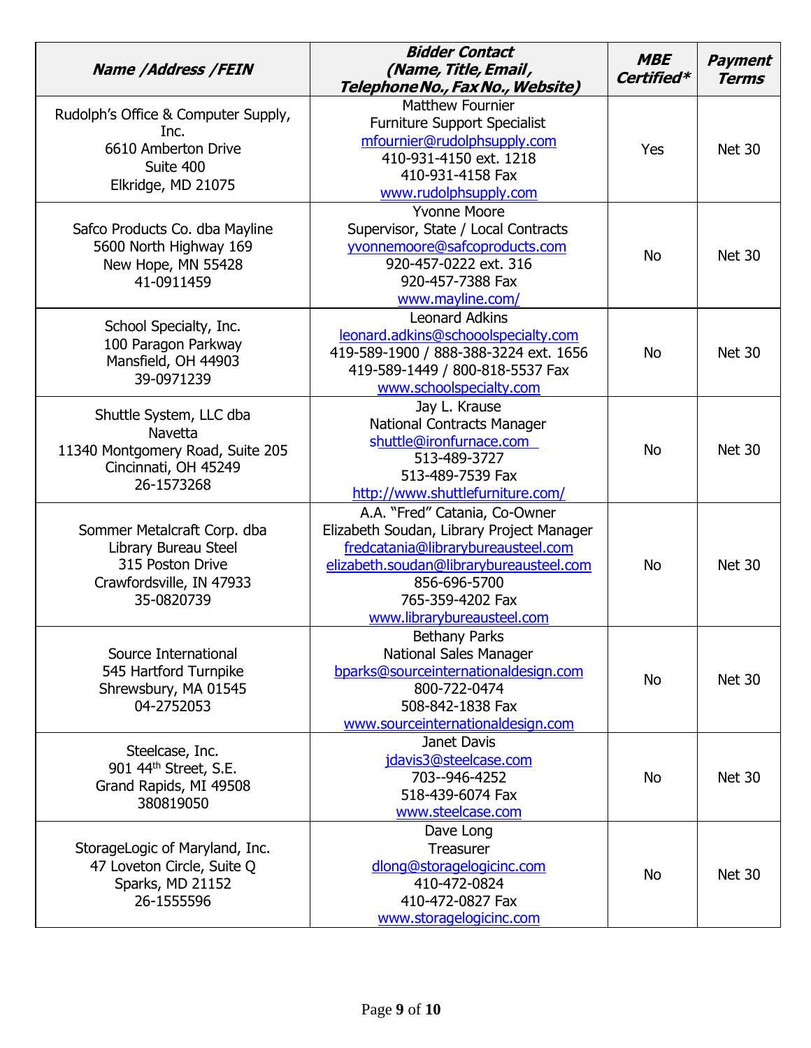| Name /Address /FEIN | Bidder Contact (Name, Title, Email, Telephone No., Fax No., Website) | MBE Certified* | Payment Terms |
|---|---|---|---|
| Rudolph's Office & Computer Supply, Inc.<br>6610 Amberton Drive<br>Suite 400<br>Elkridge, MD 21075 | Matthew Fournier<br>Furniture Support Specialist<br>mfournier@rudolphsupply.com<br>410-931-4150 ext. 1218<br>410-931-4158 Fax<br>www.rudolphsupply.com | Yes | Net 30 |
| Safco Products Co. dba Mayline<br>5600 North Highway 169<br>New Hope, MN 55428<br>41-0911459 | Yvonne Moore<br>Supervisor, State / Local Contracts<br>yvonnemoore@safcoproducts.com<br>920-457-0222 ext. 316<br>920-457-7388 Fax<br>www.mayline.com/ | No | Net 30 |
| School Specialty, Inc.<br>100 Paragon Parkway<br>Mansfield, OH 44903<br>39-0971239 | Leonard Adkins<br>leonard.adkins@schoolspecialty.com<br>419-589-1900 / 888-388-3224 ext. 1656<br>419-589-1449 / 800-818-5537 Fax<br>www.schoolspecialty.com | No | Net 30 |
| Shuttle System, LLC dba Navetta<br>11340 Montgomery Road, Suite 205<br>Cincinnati, OH 45249<br>26-1573268 | Jay L. Krause<br>National Contracts Manager<br>shuttle@ironfurnace.com<br>513-489-3727<br>513-489-7539 Fax<br>http://www.shuttlefurniture.com/ | No | Net 30 |
| Sommer Metalcraft Corp. dba Library Bureau Steel<br>315 Poston Drive<br>Crawfordsville, IN 47933<br>35-0820739 | A.A. "Fred" Catania, Co-Owner<br>Elizabeth Soudan, Library Project Manager<br>fredcatania@librarybureausteel.com<br>elizabeth.soudan@librarybureausteel.com<br>856-696-5700<br>765-359-4202 Fax<br>www.librarybureausteel.com | No | Net 30 |
| Source International<br>545 Hartford Turnpike<br>Shrewsbury, MA 01545<br>04-2752053 | Bethany Parks<br>National Sales Manager<br>bparks@sourceinternationaldesign.com<br>800-722-0474<br>508-842-1838 Fax<br>www.sourceinternationaldesign.com | No | Net 30 |
| Steelcase, Inc.<br>901 44th Street, S.E.<br>Grand Rapids, MI 49508<br>380819050 | Janet Davis<br>jdavis3@steelcase.com<br>703--946-4252<br>518-439-6074 Fax<br>www.steelcase.com | No | Net 30 |
| StorageLogic of Maryland, Inc.<br>47 Loveton Circle, Suite Q<br>Sparks, MD 21152<br>26-1555596 | Dave Long<br>Treasurer<br>dlong@storagelogicinc.com<br>410-472-0824<br>410-472-0827 Fax<br>www.storagelogicinc.com | No | Net 30 |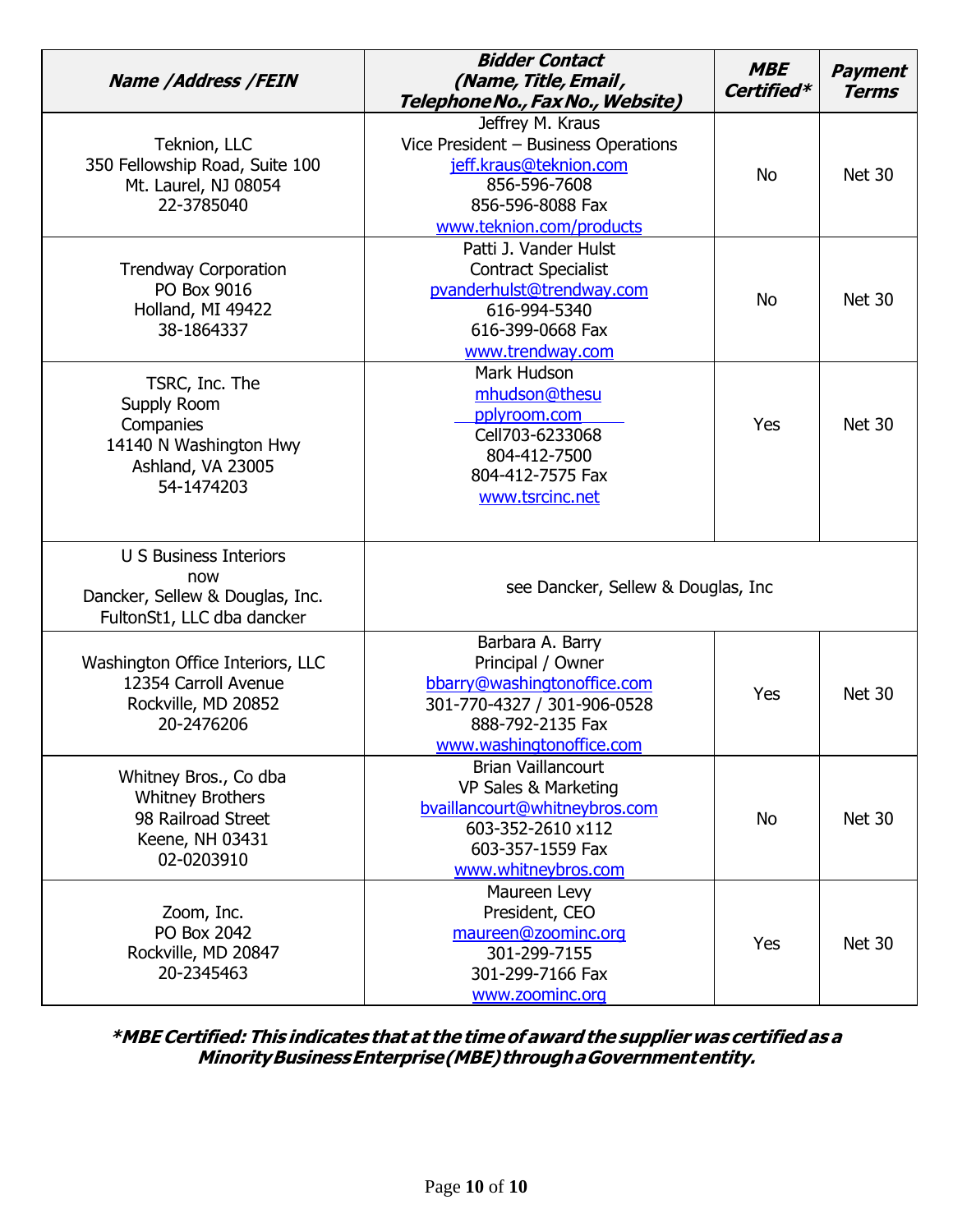| Name /Address /FEIN | Bidder Contact (Name, Title, Email, Telephone No., Fax No., Website) | MBE Certified* | Payment Terms |
|---|---|---|---|
| Teknion, LLC<br>350 Fellowship Road, Suite 100<br>Mt. Laurel, NJ 08054<br>22-3785040 | Jeffrey M. Kraus<br>Vice President – Business Operations<br>jeff.kraus@teknion.com<br>856-596-7608<br>856-596-8088 Fax<br>www.teknion.com/products | No | Net 30 |
| Trendway Corporation<br>PO Box 9016<br>Holland, MI 49422<br>38-1864337 | Patti J. Vander Hulst<br>Contract Specialist<br>pvanderhulst@trendway.com<br>616-994-5340<br>616-399-0668 Fax<br>www.trendway.com | No | Net 30 |
| TSRC, Inc. The Supply Room Companies<br>14140 N Washington Hwy<br>Ashland, VA 23005<br>54-1474203 | Mark Hudson<br>mhudson@thesupplyroom.com<br>Cell703-6233068<br>804-412-7500<br>804-412-7575 Fax<br>www.tsrcinc.net | Yes | Net 30 |
| U S Business Interiors<br>now<br>Dancker, Sellew & Douglas, Inc.<br>FultonSt1, LLC dba dancker | see Dancker, Sellew & Douglas, Inc | | |
| Washington Office Interiors, LLC<br>12354 Carroll Avenue<br>Rockville, MD 20852<br>20-2476206 | Barbara A. Barry<br>Principal / Owner<br>bbarry@washingtonoffice.com<br>301-770-4327 / 301-906-0528<br>888-792-2135 Fax<br>www.washingtonoffice.com | Yes | Net 30 |
| Whitney Bros., Co dba Whitney Brothers<br>98 Railroad Street<br>Keene, NH 03431<br>02-0203910 | Brian Vaillancourt<br>VP Sales & Marketing<br>bvaillancourt@whitneybros.com<br>603-352-2610 x112<br>603-357-1559 Fax<br>www.whitneybros.com | No | Net 30 |
| Zoom, Inc.<br>PO Box 2042<br>Rockville, MD 20847<br>20-2345463 | Maureen Levy<br>President, CEO<br>maureen@zoominc.org<br>301-299-7155<br>301-299-7166 Fax<br>www.zoominc.org | Yes | Net 30 |

***MBE Certified: This indicates that at the time of award the supplier was certified as a Minority Business Enterprise (MBE) through a Government entity.***